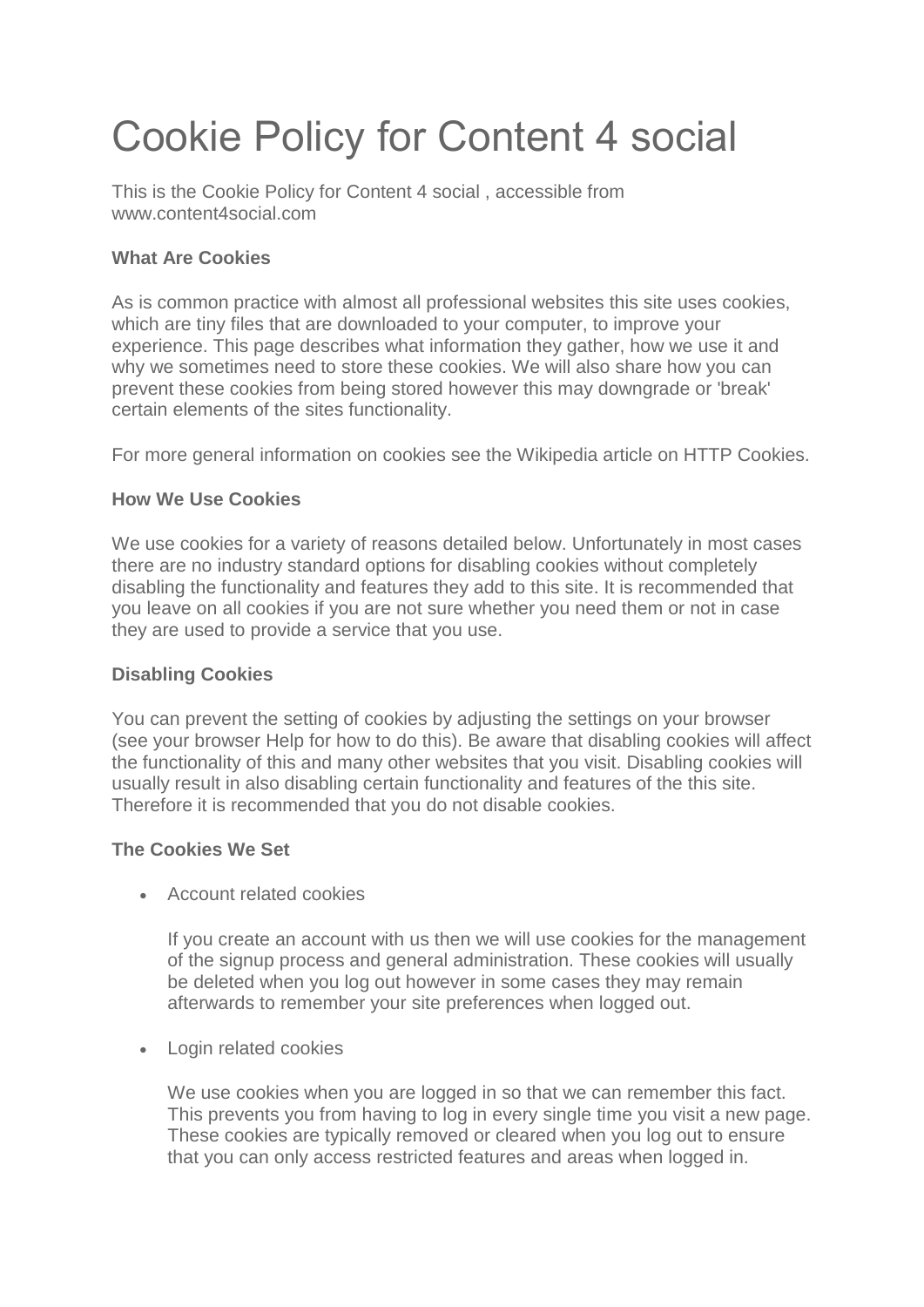# Cookie Policy for Content 4 social

This is the Cookie Policy for Content 4 social , accessible from www.content4social.com

**What Are Cookies**

As is common practice with almost all professional websites this site uses cookies, which are tiny files that are downloaded to your computer, to improve your experience. This page describes what information they gather, how we use it and why we sometimes need to store these cookies. We will also share how you can prevent these cookies from being stored however this may downgrade or 'break' certain elements of the sites functionality.

For more general information on cookies see the Wikipedia article on HTTP Cookies.

**How We Use Cookies**

We use cookies for a variety of reasons detailed below. Unfortunately in most cases there are no industry standard options for disabling cookies without completely disabling the functionality and features they add to this site. It is recommended that you leave on all cookies if you are not sure whether you need them or not in case they are used to provide a service that you use.

**Disabling Cookies**

You can prevent the setting of cookies by adjusting the settings on your browser (see your browser Help for how to do this). Be aware that disabling cookies will affect the functionality of this and many other websites that you visit. Disabling cookies will usually result in also disabling certain functionality and features of the this site. Therefore it is recommended that you do not disable cookies.

**The Cookies We Set**

- Account related cookies

  If you create an account with us then we will use cookies for the management of the signup process and general administration. These cookies will usually be deleted when you log out however in some cases they may remain afterwards to remember your site preferences when logged out.

- Login related cookies

  We use cookies when you are logged in so that we can remember this fact. This prevents you from having to log in every single time you visit a new page. These cookies are typically removed or cleared when you log out to ensure that you can only access restricted features and areas when logged in.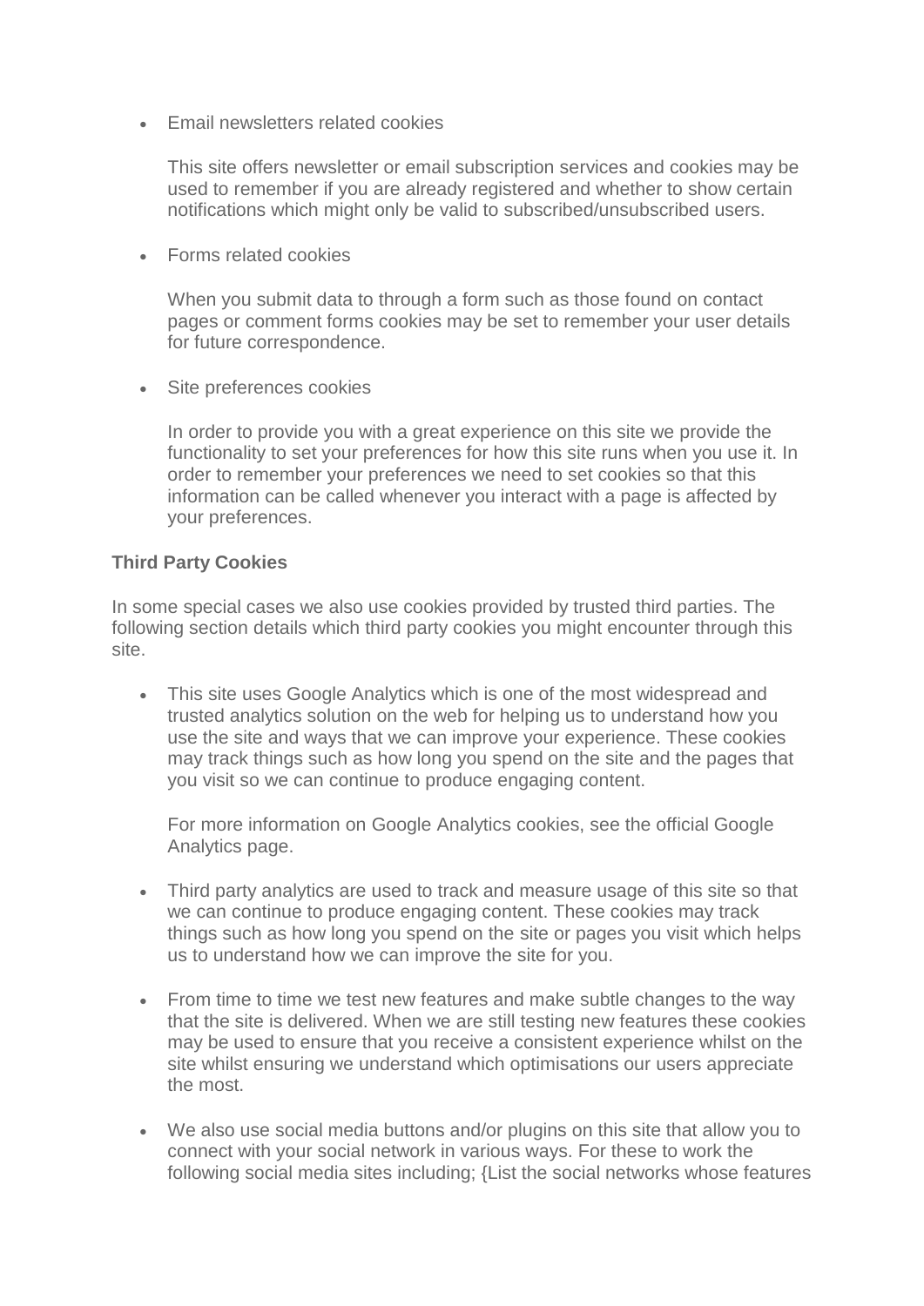- Email newsletters related cookies

  This site offers newsletter or email subscription services and cookies may be used to remember if you are already registered and whether to show certain notifications which might only be valid to subscribed/unsubscribed users.

- Forms related cookies

  When you submit data to through a form such as those found on contact pages or comment forms cookies may be set to remember your user details for future correspondence.

- Site preferences cookies

  In order to provide you with a great experience on this site we provide the functionality to set your preferences for how this site runs when you use it. In order to remember your preferences we need to set cookies so that this information can be called whenever you interact with a page is affected by your preferences.

**Third Party Cookies**

In some special cases we also use cookies provided by trusted third parties. The following section details which third party cookies you might encounter through this site.

- This site uses Google Analytics which is one of the most widespread and trusted analytics solution on the web for helping us to understand how you use the site and ways that we can improve your experience. These cookies may track things such as how long you spend on the site and the pages that you visit so we can continue to produce engaging content.

  For more information on Google Analytics cookies, see the official Google Analytics page.

- Third party analytics are used to track and measure usage of this site so that we can continue to produce engaging content. These cookies may track things such as how long you spend on the site or pages you visit which helps us to understand how we can improve the site for you.

- From time to time we test new features and make subtle changes to the way that the site is delivered. When we are still testing new features these cookies may be used to ensure that you receive a consistent experience whilst on the site whilst ensuring we understand which optimisations our users appreciate the most.

- We also use social media buttons and/or plugins on this site that allow you to connect with your social network in various ways. For these to work the following social media sites including; {List the social networks whose features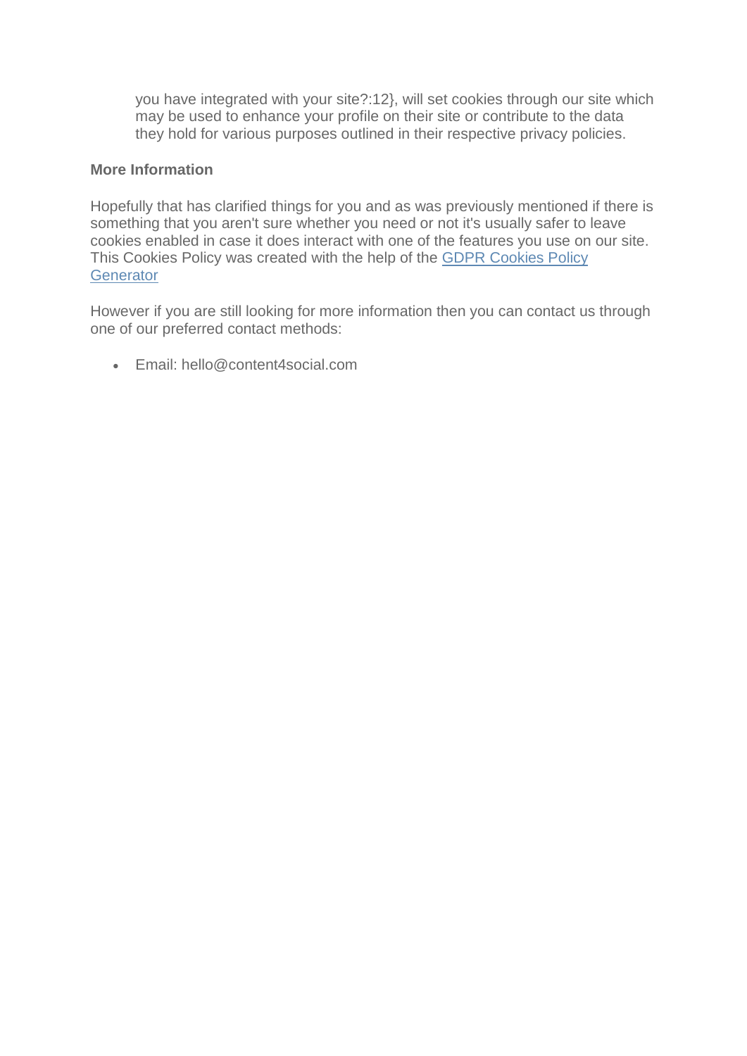you have integrated with your site?:12}, will set cookies through our site which may be used to enhance your profile on their site or contribute to the data they hold for various purposes outlined in their respective privacy policies.

**More Information**

Hopefully that has clarified things for you and as was previously mentioned if there is something that you aren't sure whether you need or not it's usually safer to leave cookies enabled in case it does interact with one of the features you use on our site. This Cookies Policy was created with the help of the GDPR Cookies Policy Generator

However if you are still looking for more information then you can contact us through one of our preferred contact methods:

- Email: hello@content4social.com